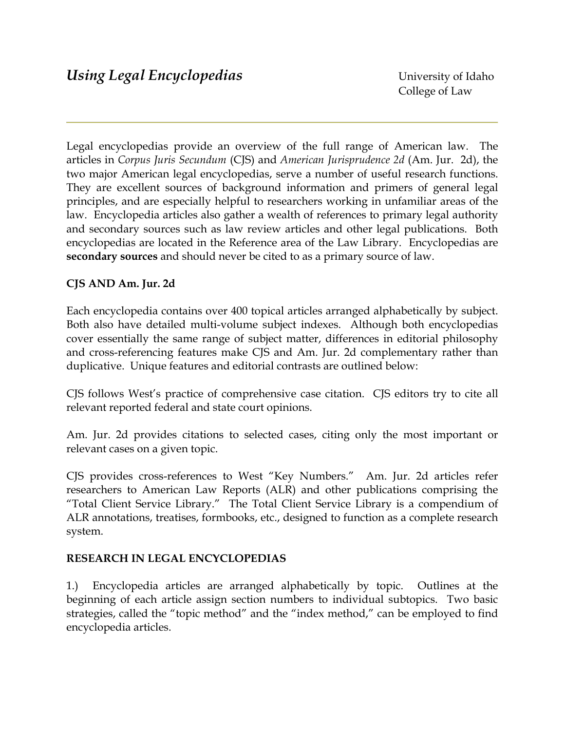# *Using Legal Encyclopedias*

University of Idaho
College of Law

---

Legal encyclopedias provide an overview of the full range of American law. The articles in *Corpus Juris Secundum* (CJS) and *American Jurisprudence 2d* (Am. Jur. 2d), the two major American legal encyclopedias, serve a number of useful research functions. They are excellent sources of background information and primers of general legal principles, and are especially helpful to researchers working in unfamiliar areas of the law. Encyclopedia articles also gather a wealth of references to primary legal authority and secondary sources such as law review articles and other legal publications. Both encyclopedias are located in the Reference area of the Law Library. Encyclopedias are **secondary sources** and should never be cited to as a primary source of law.

**CJS AND Am. Jur. 2d**

Each encyclopedia contains over 400 topical articles arranged alphabetically by subject. Both also have detailed multi-volume subject indexes. Although both encyclopedias cover essentially the same range of subject matter, differences in editorial philosophy and cross-referencing features make CJS and Am. Jur. 2d complementary rather than duplicative. Unique features and editorial contrasts are outlined below:

CJS follows West's practice of comprehensive case citation. CJS editors try to cite all relevant reported federal and state court opinions.

Am. Jur. 2d provides citations to selected cases, citing only the most important or relevant cases on a given topic.

CJS provides cross-references to West "Key Numbers." Am. Jur. 2d articles refer researchers to American Law Reports (ALR) and other publications comprising the "Total Client Service Library." The Total Client Service Library is a compendium of ALR annotations, treatises, formbooks, etc., designed to function as a complete research system.

**RESEARCH IN LEGAL ENCYCLOPEDIAS**

1.) Encyclopedia articles are arranged alphabetically by topic. Outlines at the beginning of each article assign section numbers to individual subtopics. Two basic strategies, called the "topic method" and the "index method," can be employed to find encyclopedia articles.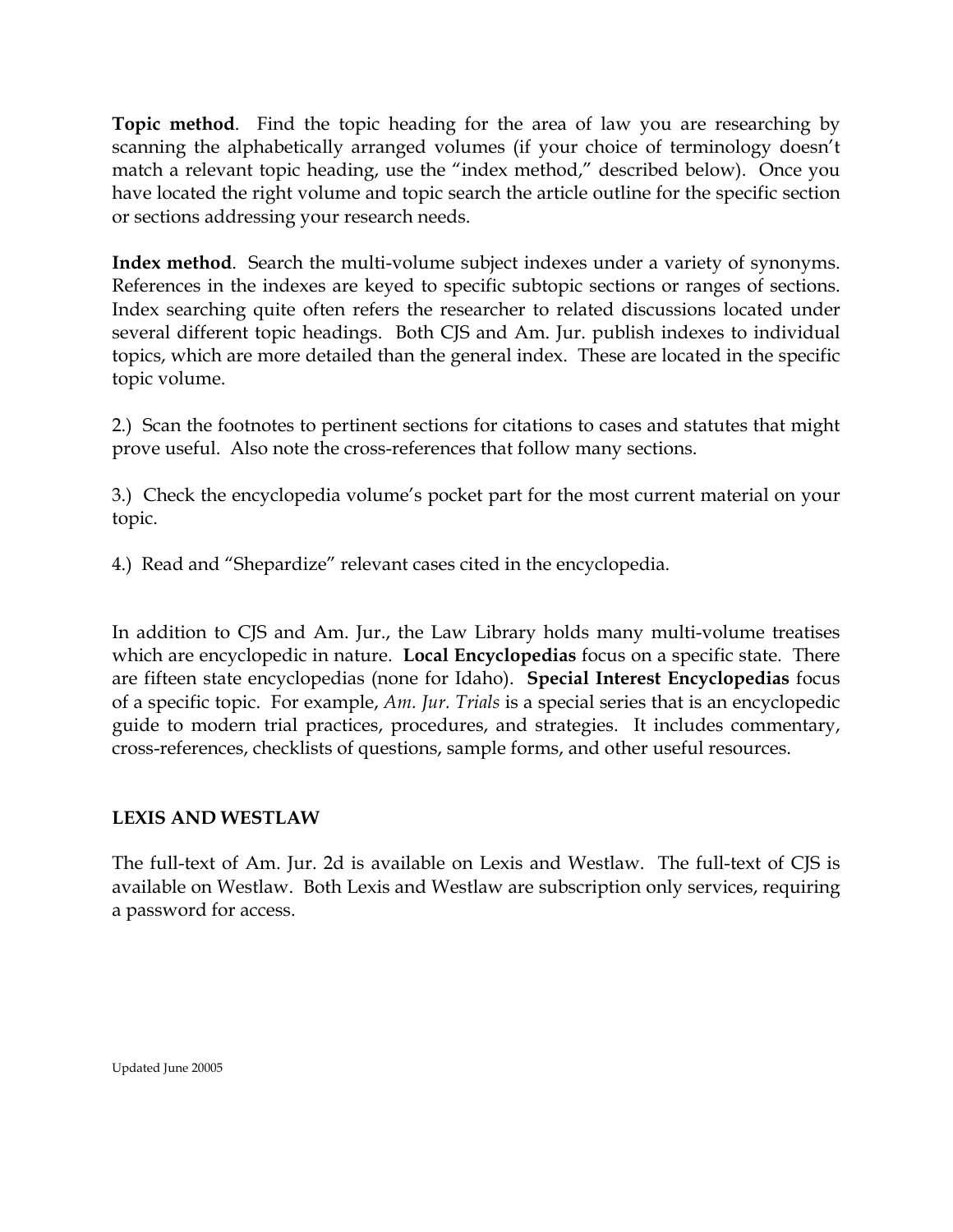**Topic method**. Find the topic heading for the area of law you are researching by scanning the alphabetically arranged volumes (if your choice of terminology doesn't match a relevant topic heading, use the "index method," described below). Once you have located the right volume and topic search the article outline for the specific section or sections addressing your research needs.

**Index method**. Search the multi-volume subject indexes under a variety of synonyms. References in the indexes are keyed to specific subtopic sections or ranges of sections. Index searching quite often refers the researcher to related discussions located under several different topic headings. Both CJS and Am. Jur. publish indexes to individual topics, which are more detailed than the general index. These are located in the specific topic volume.

2.) Scan the footnotes to pertinent sections for citations to cases and statutes that might prove useful. Also note the cross-references that follow many sections.

3.) Check the encyclopedia volume's pocket part for the most current material on your topic.

4.) Read and "Shepardize" relevant cases cited in the encyclopedia.

In addition to CJS and Am. Jur., the Law Library holds many multi-volume treatises which are encyclopedic in nature. **Local Encyclopedias** focus on a specific state. There are fifteen state encyclopedias (none for Idaho). **Special Interest Encyclopedias** focus of a specific topic. For example, *Am. Jur. Trials* is a special series that is an encyclopedic guide to modern trial practices, procedures, and strategies. It includes commentary, cross-references, checklists of questions, sample forms, and other useful resources.

## LEXIS AND WESTLAW

The full-text of Am. Jur. 2d is available on Lexis and Westlaw. The full-text of CJS is available on Westlaw. Both Lexis and Westlaw are subscription only services, requiring a password for access.

Updated June 20005